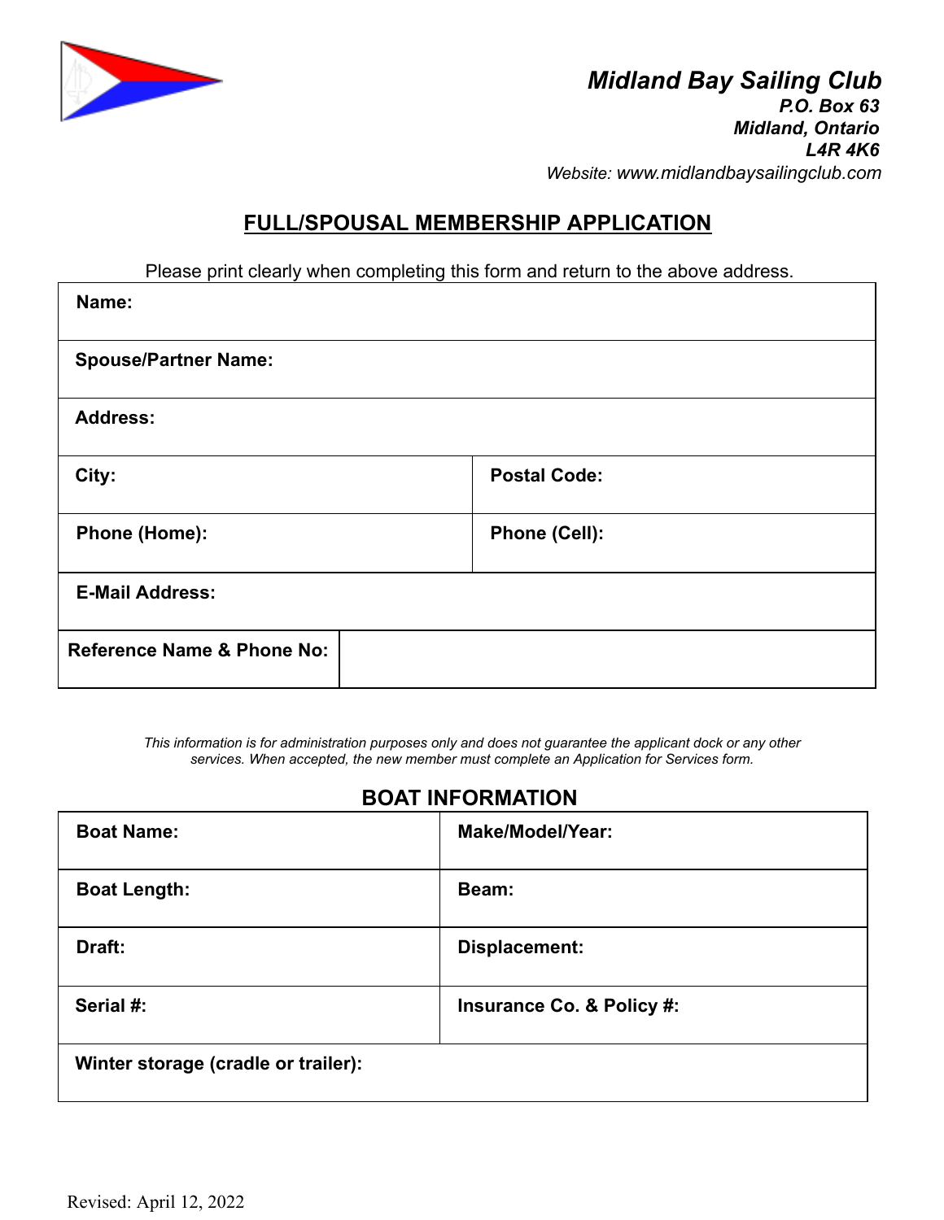## *Midland Bay Sailing Club*

***P.O. Box 63***
***Midland, Ontario***
***L4R 4K6***
*Website: www.midlandbaysailingclub.com*

## FULL/SPOUSAL MEMBERSHIP APPLICATION

Please print clearly when completing this form and return to the above address.

| | |
|---|---|
| **Name:** | |
| **Spouse/Partner Name:** | |
| **Address:** | |
| **City:** | **Postal Code:** |
| **Phone (Home):** | **Phone (Cell):** |
| **E-Mail Address:** | |
| **Reference Name & Phone No:** | |

*This information is for administration purposes only and does not guarantee the applicant dock or any other services. When accepted, the new member must complete an Application for Services form.*

### BOAT INFORMATION

| | |
|---|---|
| **Boat Name:** | **Make/Model/Year:** |
| **Boat Length:** | **Beam:** |
| **Draft:** | **Displacement:** |
| **Serial #:** | **Insurance Co. & Policy #:** |
| **Winter storage (cradle or trailer):** | |

Revised: April 12, 2022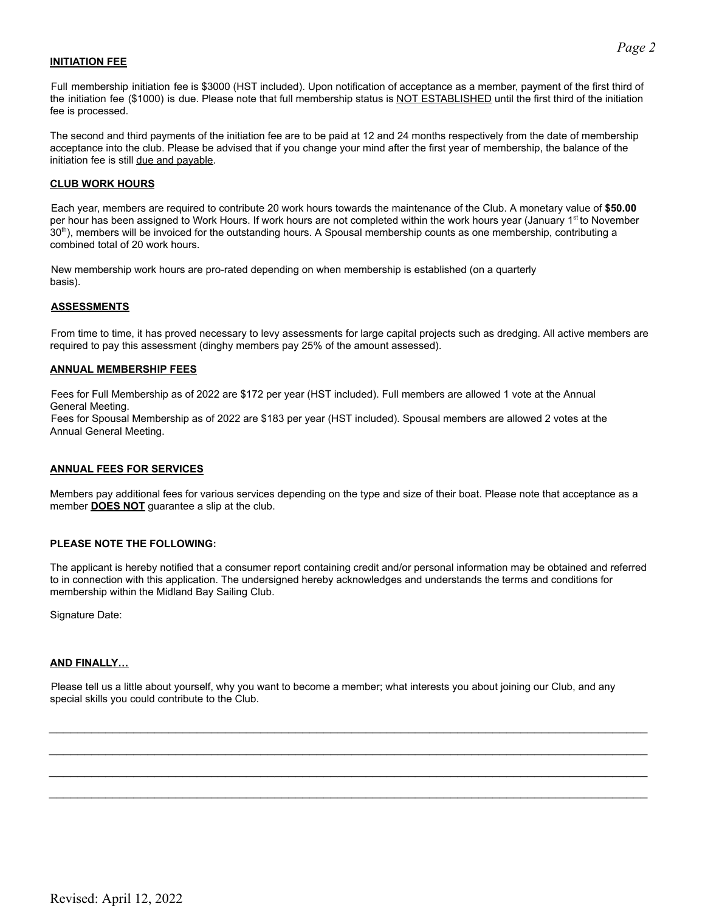## INITIATION FEE

Full membership initiation fee is $3000 (HST included). Upon notification of acceptance as a member, payment of the first third of the initiation fee ($1000) is due. Please note that full membership status is NOT ESTABLISHED until the first third of the initiation fee is processed.

The second and third payments of the initiation fee are to be paid at 12 and 24 months respectively from the date of membership acceptance into the club. Please be advised that if you change your mind after the first year of membership, the balance of the initiation fee is still due and payable.

## CLUB WORK HOURS

Each year, members are required to contribute 20 work hours towards the maintenance of the Club. A monetary value of **$50.00** per hour has been assigned to Work Hours. If work hours are not completed within the work hours year (January 1st to November 30th), members will be invoiced for the outstanding hours. A Spousal membership counts as one membership, contributing a combined total of 20 work hours.

New membership work hours are pro-rated depending on when membership is established (on a quarterly basis).

## ASSESSMENTS

From time to time, it has proved necessary to levy assessments for large capital projects such as dredging. All active members are required to pay this assessment (dinghy members pay 25% of the amount assessed).

## ANNUAL MEMBERSHIP FEES

Fees for Full Membership as of 2022 are $172 per year (HST included). Full members are allowed 1 vote at the Annual General Meeting.
Fees for Spousal Membership as of 2022 are $183 per year (HST included). Spousal members are allowed 2 votes at the Annual General Meeting.

## ANNUAL FEES FOR SERVICES

Members pay additional fees for various services depending on the type and size of their boat. Please note that acceptance as a member **DOES NOT** guarantee a slip at the club.

**PLEASE NOTE THE FOLLOWING:**

The applicant is hereby notified that a consumer report containing credit and/or personal information may be obtained and referred to in connection with this application. The undersigned hereby acknowledges and understands the terms and conditions for membership within the Midland Bay Sailing Club.

Signature Date:

## AND FINALLY…

Please tell us a little about yourself, why you want to become a member; what interests you about joining our Club, and any special skills you could contribute to the Club.

______________________________________________________________________________

______________________________________________________________________________

______________________________________________________________________________

______________________________________________________________________________

Revised: April 12, 2022